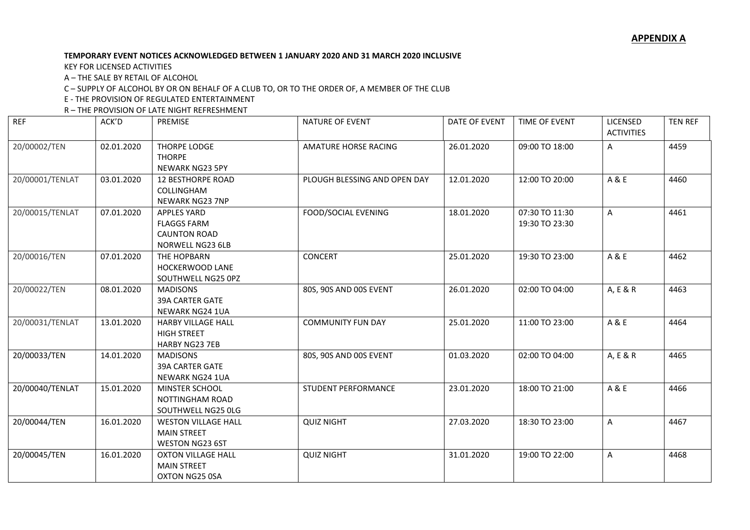**APPENDIX A**

**TEMPORARY EVENT NOTICES ACKNOWLEDGED BETWEEN 1 JANUARY 2020 AND 31 MARCH 2020 INCLUSIVE**

KEY FOR LICENSED ACTIVITIES

A – THE SALE BY RETAIL OF ALCOHOL

C – SUPPLY OF ALCOHOL BY OR ON BEHALF OF A CLUB TO, OR TO THE ORDER OF, A MEMBER OF THE CLUB

E - THE PROVISION OF REGULATED ENTERTAINMENT

R – THE PROVISION OF LATE NIGHT REFRESHMENT

| REF | ACK'D | PREMISE | NATURE OF EVENT | DATE OF EVENT | TIME OF EVENT | LICENSED ACTIVITIES | TEN REF |
|---|---|---|---|---|---|---|---|
| 20/00002/TEN | 02.01.2020 | THORPE LODGE<br>THORPE<br>NEWARK NG23 5PY | AMATURE HORSE RACING | 26.01.2020 | 09:00 TO 18:00 | A | 4459 |
| 20/00001/TENLAT | 03.01.2020 | 12 BESTHORPE ROAD<br>COLLINGHAM<br>NEWARK NG23 7NP | PLOUGH BLESSING AND OPEN DAY | 12.01.2020 | 12:00 TO 20:00 | A & E | 4460 |
| 20/00015/TENLAT | 07.01.2020 | APPLES YARD<br>FLAGGS FARM<br>CAUNTON ROAD<br>NORWELL NG23 6LB | FOOD/SOCIAL EVENING | 18.01.2020 | 07:30 TO 11:30<br>19:30 TO 23:30 | A | 4461 |
| 20/00016/TEN | 07.01.2020 | THE HOPBARN<br>HOCKERWOOD LANE<br>SOUTHWELL NG25 0PZ | CONCERT | 25.01.2020 | 19:30 TO 23:00 | A & E | 4462 |
| 20/00022/TEN | 08.01.2020 | MADISONS<br>39A CARTER GATE<br>NEWARK NG24 1UA | 80S, 90S AND 00S EVENT | 26.01.2020 | 02:00 TO 04:00 | A, E & R | 4463 |
| 20/00031/TENLAT | 13.01.2020 | HARBY VILLAGE HALL<br>HIGH STREET<br>HARBY NG23 7EB | COMMUNITY FUN DAY | 25.01.2020 | 11:00 TO 23:00 | A & E | 4464 |
| 20/00033/TEN | 14.01.2020 | MADISONS<br>39A CARTER GATE<br>NEWARK NG24 1UA | 80S, 90S AND 00S EVENT | 01.03.2020 | 02:00 TO 04:00 | A, E & R | 4465 |
| 20/00040/TENLAT | 15.01.2020 | MINSTER SCHOOL<br>NOTTINGHAM ROAD<br>SOUTHWELL NG25 0LG | STUDENT PERFORMANCE | 23.01.2020 | 18:00 TO 21:00 | A & E | 4466 |
| 20/00044/TEN | 16.01.2020 | WESTON VILLAGE HALL<br>MAIN STREET<br>WESTON NG23 6ST | QUIZ NIGHT | 27.03.2020 | 18:30 TO 23:00 | A | 4467 |
| 20/00045/TEN | 16.01.2020 | OXTON VILLAGE HALL<br>MAIN STREET<br>OXTON NG25 0SA | QUIZ NIGHT | 31.01.2020 | 19:00 TO 22:00 | A | 4468 |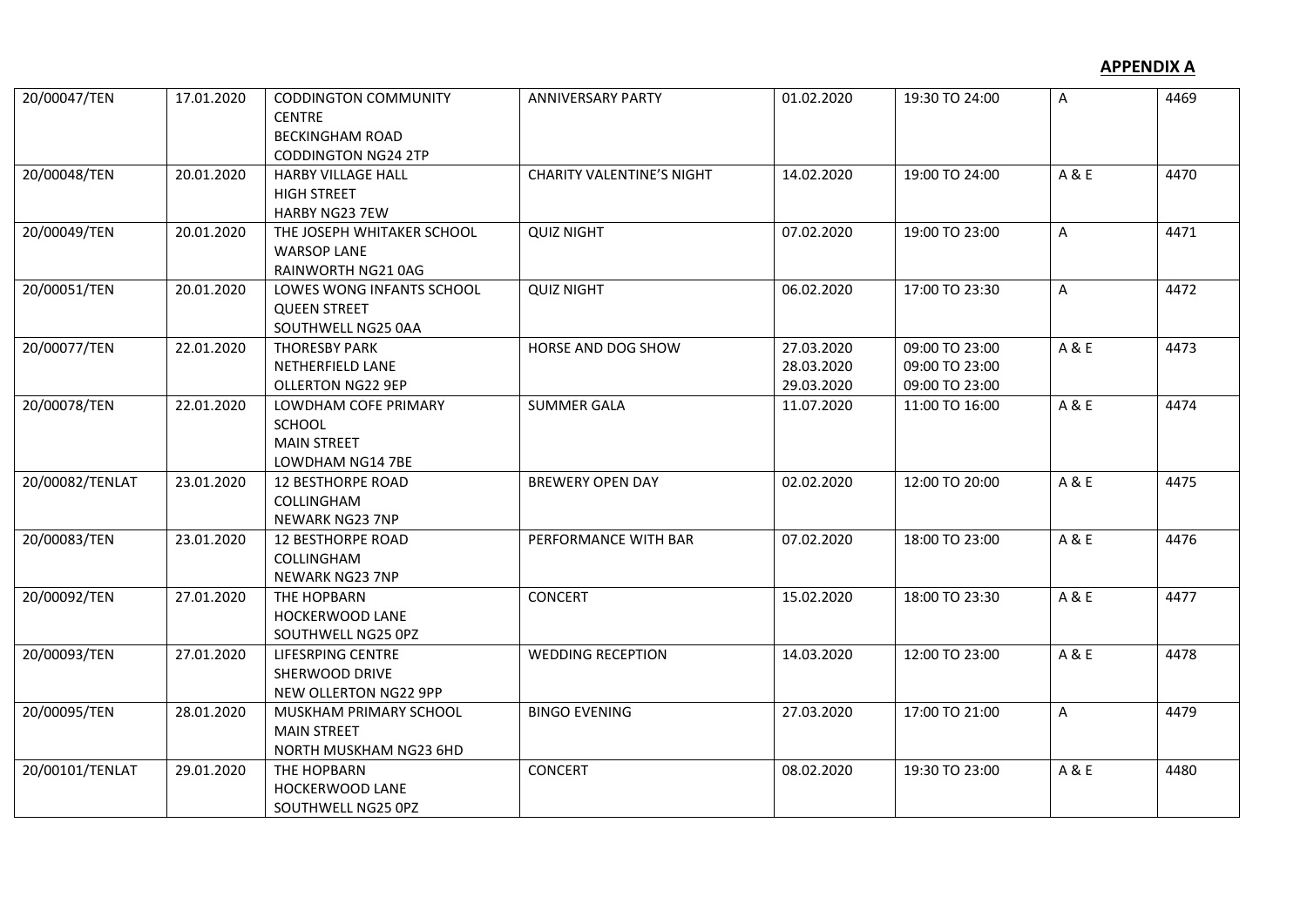**APPENDIX A**

| | | | | | | | |
|---|---|---|---|---|---|---|---|
| 20/00047/TEN | 17.01.2020 | CODDINGTON COMMUNITY CENTRE<br>BECKINGHAM ROAD<br>CODDINGTON NG24 2TP | ANNIVERSARY PARTY | 01.02.2020 | 19:30 TO 24:00 | A | 4469 |
| 20/00048/TEN | 20.01.2020 | HARBY VILLAGE HALL<br>HIGH STREET<br>HARBY NG23 7EW | CHARITY VALENTINE'S NIGHT | 14.02.2020 | 19:00 TO 24:00 | A & E | 4470 |
| 20/00049/TEN | 20.01.2020 | THE JOSEPH WHITAKER SCHOOL<br>WARSOP LANE<br>RAINWORTH NG21 0AG | QUIZ NIGHT | 07.02.2020 | 19:00 TO 23:00 | A | 4471 |
| 20/00051/TEN | 20.01.2020 | LOWES WONG INFANTS SCHOOL<br>QUEEN STREET<br>SOUTHWELL NG25 0AA | QUIZ NIGHT | 06.02.2020 | 17:00 TO 23:30 | A | 4472 |
| 20/00077/TEN | 22.01.2020 | THORESBY PARK<br>NETHERFIELD LANE<br>OLLERTON NG22 9EP | HORSE AND DOG SHOW | 27.03.2020<br>28.03.2020<br>29.03.2020 | 09:00 TO 23:00<br>09:00 TO 23:00<br>09:00 TO 23:00 | A & E | 4473 |
| 20/00078/TEN | 22.01.2020 | LOWDHAM COFE PRIMARY SCHOOL<br>MAIN STREET<br>LOWDHAM NG14 7BE | SUMMER GALA | 11.07.2020 | 11:00 TO 16:00 | A & E | 4474 |
| 20/00082/TENLAT | 23.01.2020 | 12 BESTHORPE ROAD<br>COLLINGHAM<br>NEWARK NG23 7NP | BREWERY OPEN DAY | 02.02.2020 | 12:00 TO 20:00 | A & E | 4475 |
| 20/00083/TEN | 23.01.2020 | 12 BESTHORPE ROAD<br>COLLINGHAM<br>NEWARK NG23 7NP | PERFORMANCE WITH BAR | 07.02.2020 | 18:00 TO 23:00 | A & E | 4476 |
| 20/00092/TEN | 27.01.2020 | THE HOPBARN<br>HOCKERWOOD LANE<br>SOUTHWELL NG25 0PZ | CONCERT | 15.02.2020 | 18:00 TO 23:30 | A & E | 4477 |
| 20/00093/TEN | 27.01.2020 | LIFESRPING CENTRE<br>SHERWOOD DRIVE<br>NEW OLLERTON NG22 9PP | WEDDING RECEPTION | 14.03.2020 | 12:00 TO 23:00 | A & E | 4478 |
| 20/00095/TEN | 28.01.2020 | MUSKHAM PRIMARY SCHOOL<br>MAIN STREET<br>NORTH MUSKHAM NG23 6HD | BINGO EVENING | 27.03.2020 | 17:00 TO 21:00 | A | 4479 |
| 20/00101/TENLAT | 29.01.2020 | THE HOPBARN<br>HOCKERWOOD LANE<br>SOUTHWELL NG25 0PZ | CONCERT | 08.02.2020 | 19:30 TO 23:00 | A & E | 4480 |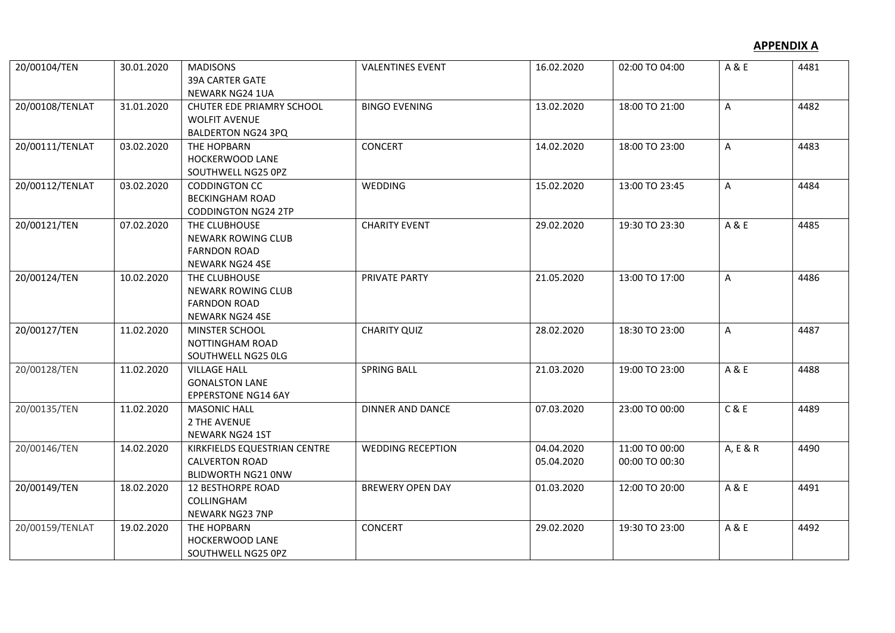**APPENDIX A**

| 20/00104/TEN | 30.01.2020 | MADISONS<br>39A CARTER GATE<br>NEWARK NG24 1UA | VALENTINES EVENT | 16.02.2020 | 02:00 TO 04:00 | A & E | 4481 |
|---|---|---|---|---|---|---|---|
| 20/00108/TENLAT | 31.01.2020 | CHUTER EDE PRIAMRY SCHOOL<br>WOLFIT AVENUE<br>BALDERTON NG24 3PQ | BINGO EVENING | 13.02.2020 | 18:00 TO 21:00 | A | 4482 |
| 20/00111/TENLAT | 03.02.2020 | THE HOPBARN<br>HOCKERWOOD LANE<br>SOUTHWELL NG25 0PZ | CONCERT | 14.02.2020 | 18:00 TO 23:00 | A | 4483 |
| 20/00112/TENLAT | 03.02.2020 | CODDINGTON CC<br>BECKINGHAM ROAD<br>CODDINGTON NG24 2TP | WEDDING | 15.02.2020 | 13:00 TO 23:45 | A | 4484 |
| 20/00121/TEN | 07.02.2020 | THE CLUBHOUSE<br>NEWARK ROWING CLUB<br>FARNDON ROAD<br>NEWARK NG24 4SE | CHARITY EVENT | 29.02.2020 | 19:30 TO 23:30 | A & E | 4485 |
| 20/00124/TEN | 10.02.2020 | THE CLUBHOUSE<br>NEWARK ROWING CLUB<br>FARNDON ROAD<br>NEWARK NG24 4SE | PRIVATE PARTY | 21.05.2020 | 13:00 TO 17:00 | A | 4486 |
| 20/00127/TEN | 11.02.2020 | MINSTER SCHOOL<br>NOTTINGHAM ROAD<br>SOUTHWELL NG25 0LG | CHARITY QUIZ | 28.02.2020 | 18:30 TO 23:00 | A | 4487 |
| 20/00128/TEN | 11.02.2020 | VILLAGE HALL<br>GONALSTON LANE<br>EPPERSTONE NG14 6AY | SPRING BALL | 21.03.2020 | 19:00 TO 23:00 | A & E | 4488 |
| 20/00135/TEN | 11.02.2020 | MASONIC HALL<br>2 THE AVENUE<br>NEWARK NG24 1ST | DINNER AND DANCE | 07.03.2020 | 23:00 TO 00:00 | C & E | 4489 |
| 20/00146/TEN | 14.02.2020 | KIRKFIELDS EQUESTRIAN CENTRE<br>CALVERTON ROAD<br>BLIDWORTH NG21 0NW | WEDDING RECEPTION | 04.04.2020<br>05.04.2020 | 11:00 TO 00:00<br>00:00 TO 00:30 | A, E & R | 4490 |
| 20/00149/TEN | 18.02.2020 | 12 BESTHORPE ROAD<br>COLLINGHAM<br>NEWARK NG23 7NP | BREWERY OPEN DAY | 01.03.2020 | 12:00 TO 20:00 | A & E | 4491 |
| 20/00159/TENLAT | 19.02.2020 | THE HOPBARN<br>HOCKERWOOD LANE<br>SOUTHWELL NG25 0PZ | CONCERT | 29.02.2020 | 19:30 TO 23:00 | A & E | 4492 |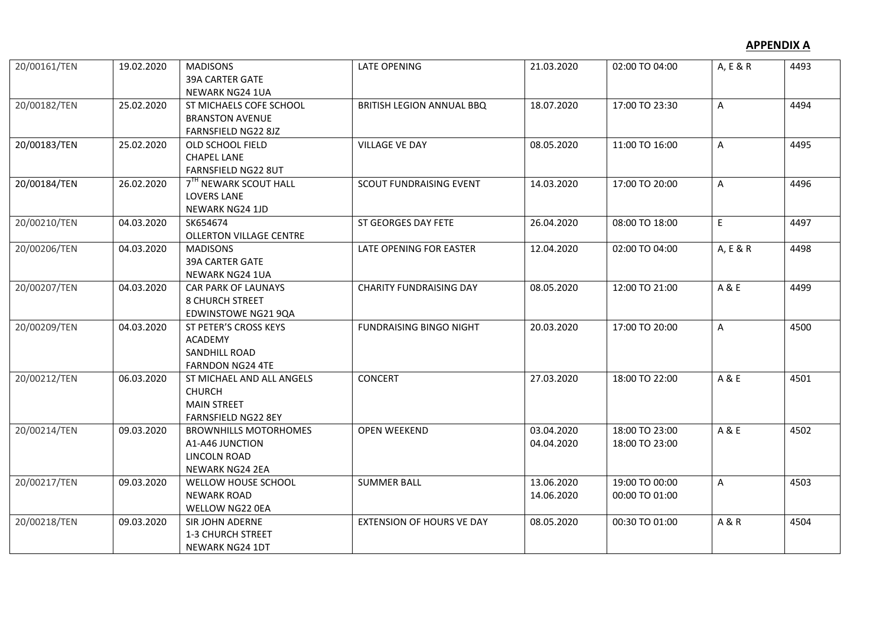**APPENDIX A**

| | | | | | | | |
|---|---|---|---|---|---|---|---|
| 20/00161/TEN | 19.02.2020 | MADISONS<br>39A CARTER GATE<br>NEWARK NG24 1UA | LATE OPENING | 21.03.2020 | 02:00 TO 04:00 | A, E & R | 4493 |
| 20/00182/TEN | 25.02.2020 | ST MICHAELS COFE SCHOOL<br>BRANSTON AVENUE<br>FARNSFIELD NG22 8JZ | BRITISH LEGION ANNUAL BBQ | 18.07.2020 | 17:00 TO 23:30 | A | 4494 |
| 20/00183/TEN | 25.02.2020 | OLD SCHOOL FIELD<br>CHAPEL LANE<br>FARNSFIELD NG22 8UT | VILLAGE VE DAY | 08.05.2020 | 11:00 TO 16:00 | A | 4495 |
| 20/00184/TEN | 26.02.2020 | 7TH NEWARK SCOUT HALL<br>LOVERS LANE<br>NEWARK NG24 1JD | SCOUT FUNDRAISING EVENT | 14.03.2020 | 17:00 TO 20:00 | A | 4496 |
| 20/00210/TEN | 04.03.2020 | SK654674<br>OLLERTON VILLAGE CENTRE | ST GEORGES DAY FETE | 26.04.2020 | 08:00 TO 18:00 | E | 4497 |
| 20/00206/TEN | 04.03.2020 | MADISONS<br>39A CARTER GATE<br>NEWARK NG24 1UA | LATE OPENING FOR EASTER | 12.04.2020 | 02:00 TO 04:00 | A, E & R | 4498 |
| 20/00207/TEN | 04.03.2020 | CAR PARK OF LAUNAYS<br>8 CHURCH STREET<br>EDWINSTOWE NG21 9QA | CHARITY FUNDRAISING DAY | 08.05.2020 | 12:00 TO 21:00 | A & E | 4499 |
| 20/00209/TEN | 04.03.2020 | ST PETER'S CROSS KEYS<br>ACADEMY<br>SANDHILL ROAD<br>FARNDON NG24 4TE | FUNDRAISING BINGO NIGHT | 20.03.2020 | 17:00 TO 20:00 | A | 4500 |
| 20/00212/TEN | 06.03.2020 | ST MICHAEL AND ALL ANGELS<br>CHURCH<br>MAIN STREET<br>FARNSFIELD NG22 8EY | CONCERT | 27.03.2020 | 18:00 TO 22:00 | A & E | 4501 |
| 20/00214/TEN | 09.03.2020 | BROWNHILLS MOTORHOMES<br>A1-A46 JUNCTION<br>LINCOLN ROAD<br>NEWARK NG24 2EA | OPEN WEEKEND | 03.04.2020<br>04.04.2020 | 18:00 TO 23:00<br>18:00 TO 23:00 | A & E | 4502 |
| 20/00217/TEN | 09.03.2020 | WELLOW HOUSE SCHOOL<br>NEWARK ROAD<br>WELLOW NG22 0EA | SUMMER BALL | 13.06.2020<br>14.06.2020 | 19:00 TO 00:00<br>00:00 TO 01:00 | A | 4503 |
| 20/00218/TEN | 09.03.2020 | SIR JOHN ADERNE<br>1-3 CHURCH STREET<br>NEWARK NG24 1DT | EXTENSION OF HOURS VE DAY | 08.05.2020 | 00:30 TO 01:00 | A & R | 4504 |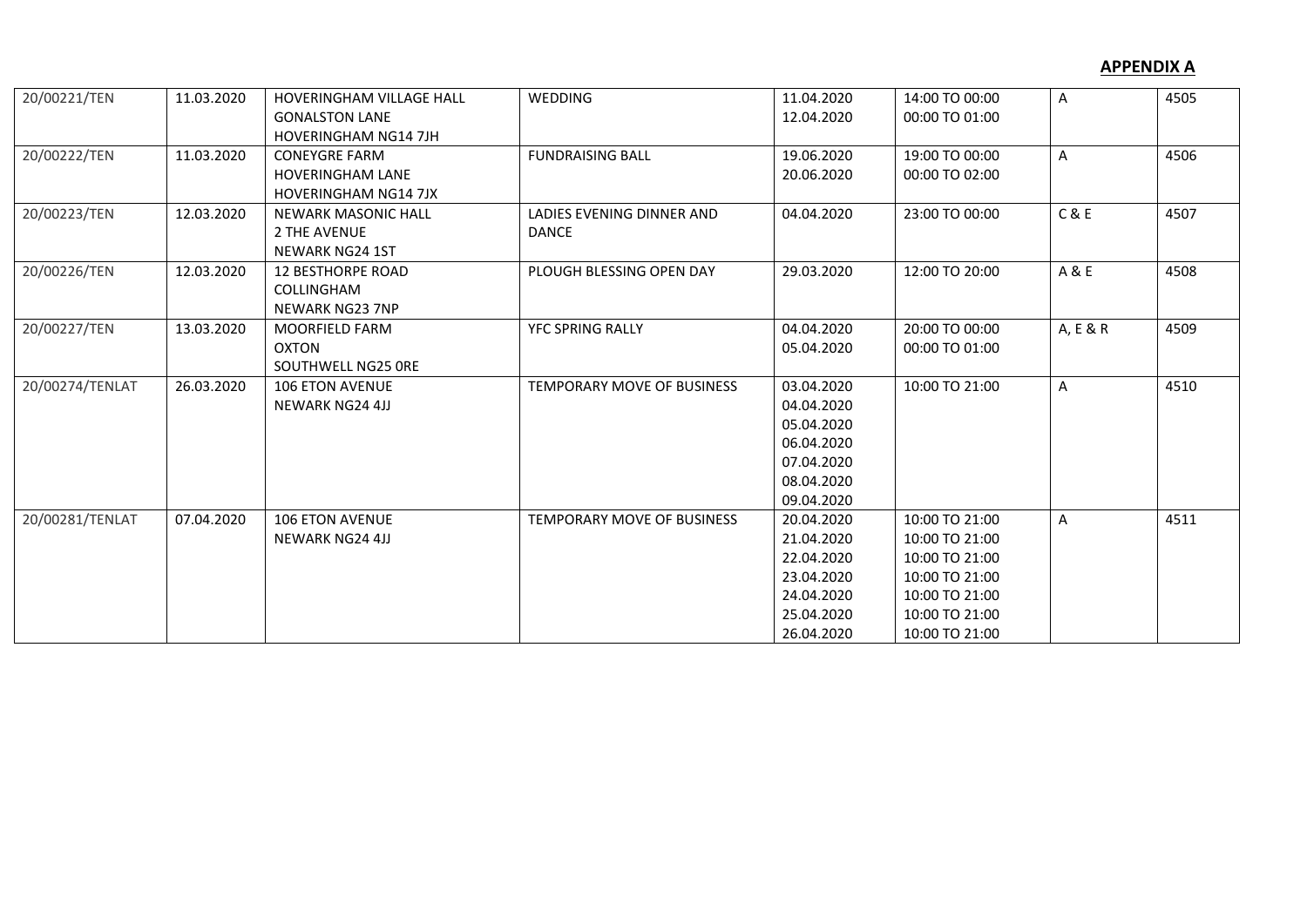**APPENDIX A**

| | | | | | | | |
|---|---|---|---|---|---|---|---|
| 20/00221/TEN | 11.03.2020 | HOVERINGHAM VILLAGE HALL<br>GONALSTON LANE<br>HOVERINGHAM NG14 7JH | WEDDING | 11.04.2020<br>12.04.2020 | 14:00 TO 00:00<br>00:00 TO 01:00 | A | 4505 |
| 20/00222/TEN | 11.03.2020 | CONEYGRE FARM<br>HOVERINGHAM LANE<br>HOVERINGHAM NG14 7JX | FUNDRAISING BALL | 19.06.2020<br>20.06.2020 | 19:00 TO 00:00<br>00:00 TO 02:00 | A | 4506 |
| 20/00223/TEN | 12.03.2020 | NEWARK MASONIC HALL<br>2 THE AVENUE<br>NEWARK NG24 1ST | LADIES EVENING DINNER AND DANCE | 04.04.2020 | 23:00 TO 00:00 | C & E | 4507 |
| 20/00226/TEN | 12.03.2020 | 12 BESTHORPE ROAD<br>COLLINGHAM<br>NEWARK NG23 7NP | PLOUGH BLESSING OPEN DAY | 29.03.2020 | 12:00 TO 20:00 | A & E | 4508 |
| 20/00227/TEN | 13.03.2020 | MOORFIELD FARM<br>OXTON<br>SOUTHWELL NG25 0RE | YFC SPRING RALLY | 04.04.2020<br>05.04.2020 | 20:00 TO 00:00<br>00:00 TO 01:00 | A, E & R | 4509 |
| 20/00274/TENLAT | 26.03.2020 | 106 ETON AVENUE<br>NEWARK NG24 4JJ | TEMPORARY MOVE OF BUSINESS | 03.04.2020<br>04.04.2020<br>05.04.2020<br>06.04.2020<br>07.04.2020<br>08.04.2020<br>09.04.2020 | 10:00 TO 21:00 | A | 4510 |
| 20/00281/TENLAT | 07.04.2020 | 106 ETON AVENUE<br>NEWARK NG24 4JJ | TEMPORARY MOVE OF BUSINESS | 20.04.2020<br>21.04.2020<br>22.04.2020<br>23.04.2020<br>24.04.2020<br>25.04.2020<br>26.04.2020 | 10:00 TO 21:00<br>10:00 TO 21:00<br>10:00 TO 21:00<br>10:00 TO 21:00<br>10:00 TO 21:00<br>10:00 TO 21:00<br>10:00 TO 21:00 | A | 4511 |